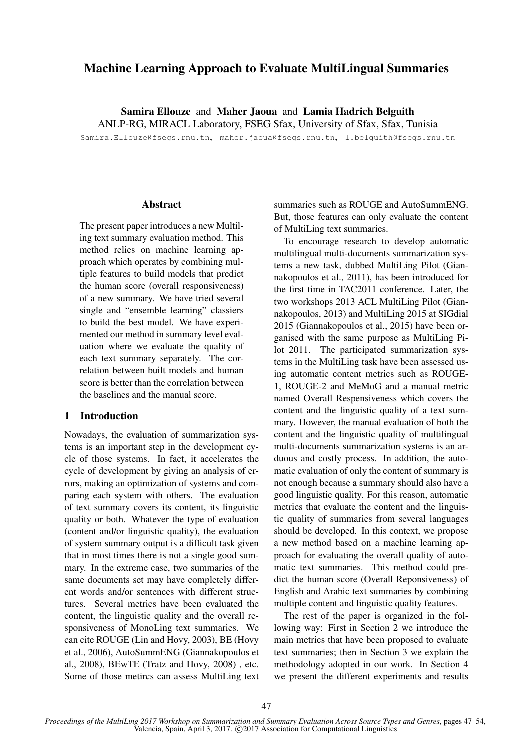# Machine Learning Approach to Evaluate MultiLingual Summaries

**Samira Ellouze** and **Maher Jaoua** and **Lamia Hadrich Belguith**
ANLP-RG, MIRACL Laboratory, FSEG Sfax, University of Sfax, Sfax, Tunisia
Samira.Ellouze@fsegs.rnu.tn, maher.jaoua@fsegs.rnu.tn, l.belguith@fsegs.rnu.tn

## Abstract

The present paper introduces a new MultiLing text summary evaluation method. This method relies on machine learning approach which operates by combining multiple features to build models that predict the human score (overall responsiveness) of a new summary. We have tried several single and "ensemble learning" classiers to build the best model. We have experimented our method in summary level evaluation where we evaluate the quality of each text summary separately. The correlation between built models and human score is better than the correlation between the baselines and the manual score.

## 1 Introduction

Nowadays, the evaluation of summarization systems is an important step in the development cycle of those systems. In fact, it accelerates the cycle of development by giving an analysis of errors, making an optimization of systems and comparing each system with others. The evaluation of text summary covers its content, its linguistic quality or both. Whatever the type of evaluation (content and/or linguistic quality), the evaluation of system summary output is a difficult task given that in most times there is not a single good summary. In the extreme case, two summaries of the same documents set may have completely different words and/or sentences with different structures. Several metrics have been evaluated the content, the linguistic quality and the overall responsiveness of MonoLing text summaries. We can cite ROUGE (Lin and Hovy, 2003), BE (Hovy et al., 2006), AutoSummENG (Giannakopoulos et al., 2008), BEwTE (Tratz and Hovy, 2008) , etc. Some of those metircs can assess MultiLing text summaries such as ROUGE and AutoSummENG. But, those features can only evaluate the content of MultiLing text summaries.

To encourage research to develop automatic multilingual multi-documents summarization systems a new task, dubbed MultiLing Pilot (Giannakopoulos et al., 2011), has been introduced for the first time in TAC2011 conference. Later, the two workshops 2013 ACL MultiLing Pilot (Giannakopoulos, 2013) and MultiLing 2015 at SIGdial 2015 (Giannakopoulos et al., 2015) have been organised with the same purpose as MultiLing Pilot 2011. The participated summarization systems in the MultiLing task have been assessed using automatic content metrics such as ROUGE-1, ROUGE-2 and MeMoG and a manual metric named Overall Respensiveness which covers the content and the linguistic quality of a text summary. However, the manual evaluation of both the content and the linguistic quality of multilingual multi-documents summarization systems is an arduous and costly process. In addition, the automatic evaluation of only the content of summary is not enough because a summary should also have a good linguistic quality. For this reason, automatic metrics that evaluate the content and the linguistic quality of summaries from several languages should be developed. In this context, we propose a new method based on a machine learning approach for evaluating the overall quality of automatic text summaries. This method could predict the human score (Overall Reponsiveness) of English and Arabic text summaries by combining multiple content and linguistic quality features.

The rest of the paper is organized in the following way: First in Section 2 we introduce the main metrics that have been proposed to evaluate text summaries; then in Section 3 we explain the methodology adopted in our work. In Section 4 we present the different experiments and results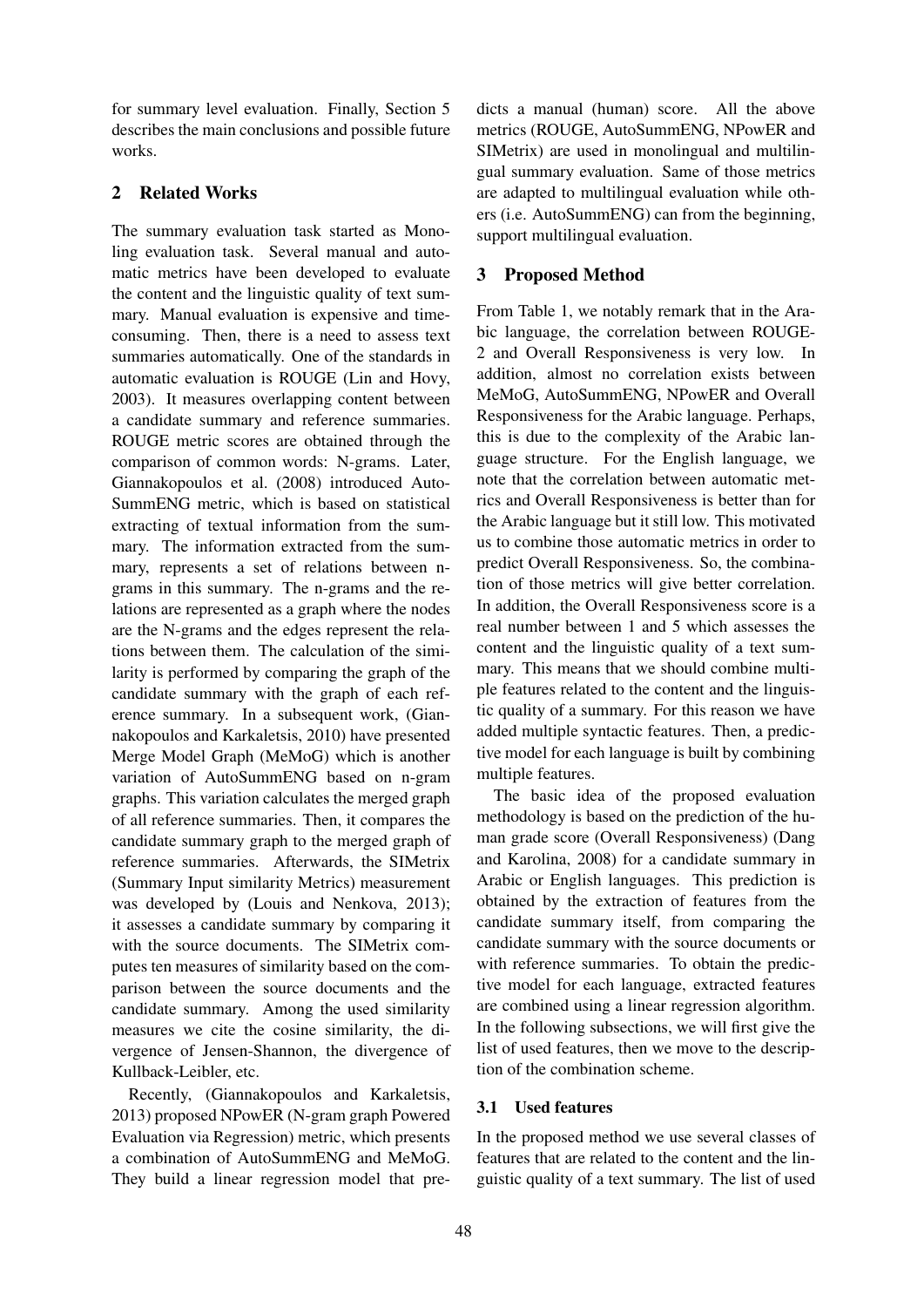for summary level evaluation. Finally, Section 5 describes the main conclusions and possible future works.

## 2 Related Works

The summary evaluation task started as Monoling evaluation task. Several manual and automatic metrics have been developed to evaluate the content and the linguistic quality of text summary. Manual evaluation is expensive and time-consuming. Then, there is a need to assess text summaries automatically. One of the standards in automatic evaluation is ROUGE (Lin and Hovy, 2003). It measures overlapping content between a candidate summary and reference summaries. ROUGE metric scores are obtained through the comparison of common words: N-grams. Later, Giannakopoulos et al. (2008) introduced AutoSummENG metric, which is based on statistical extracting of textual information from the summary. The information extracted from the summary, represents a set of relations between n-grams in this summary. The n-grams and the relations are represented as a graph where the nodes are the N-grams and the edges represent the relations between them. The calculation of the similarity is performed by comparing the graph of the candidate summary with the graph of each reference summary. In a subsequent work, (Giannakopoulos and Karkaletsis, 2010) have presented Merge Model Graph (MeMoG) which is another variation of AutoSummENG based on n-gram graphs. This variation calculates the merged graph of all reference summaries. Then, it compares the candidate summary graph to the merged graph of reference summaries. Afterwards, the SIMetrix (Summary Input similarity Metrics) measurement was developed by (Louis and Nenkova, 2013); it assesses a candidate summary by comparing it with the source documents. The SIMetrix computes ten measures of similarity based on the comparison between the source documents and the candidate summary. Among the used similarity measures we cite the cosine similarity, the divergence of Jensen-Shannon, the divergence of Kullback-Leibler, etc.

Recently, (Giannakopoulos and Karkaletsis, 2013) proposed NPowER (N-gram graph Powered Evaluation via Regression) metric, which presents a combination of AutoSummENG and MeMoG. They build a linear regression model that predicts a manual (human) score. All the above metrics (ROUGE, AutoSummENG, NPowER and SIMetrix) are used in monolingual and multilingual summary evaluation. Same of those metrics are adapted to multilingual evaluation while others (i.e. AutoSummENG) can from the beginning, support multilingual evaluation.

## 3 Proposed Method

From Table 1, we notably remark that in the Arabic language, the correlation between ROUGE-2 and Overall Responsiveness is very low. In addition, almost no correlation exists between MeMoG, AutoSummENG, NPowER and Overall Responsiveness for the Arabic language. Perhaps, this is due to the complexity of the Arabic language structure. For the English language, we note that the correlation between automatic metrics and Overall Responsiveness is better than for the Arabic language but it still low. This motivated us to combine those automatic metrics in order to predict Overall Responsiveness. So, the combination of those metrics will give better correlation. In addition, the Overall Responsiveness score is a real number between 1 and 5 which assesses the content and the linguistic quality of a text summary. This means that we should combine multiple features related to the content and the linguistic quality of a summary. For this reason we have added multiple syntactic features. Then, a predictive model for each language is built by combining multiple features.

The basic idea of the proposed evaluation methodology is based on the prediction of the human grade score (Overall Responsiveness) (Dang and Karolina, 2008) for a candidate summary in Arabic or English languages. This prediction is obtained by the extraction of features from the candidate summary itself, from comparing the candidate summary with the source documents or with reference summaries. To obtain the predictive model for each language, extracted features are combined using a linear regression algorithm. In the following subsections, we will first give the list of used features, then we move to the description of the combination scheme.

### 3.1 Used features

In the proposed method we use several classes of features that are related to the content and the linguistic quality of a text summary. The list of used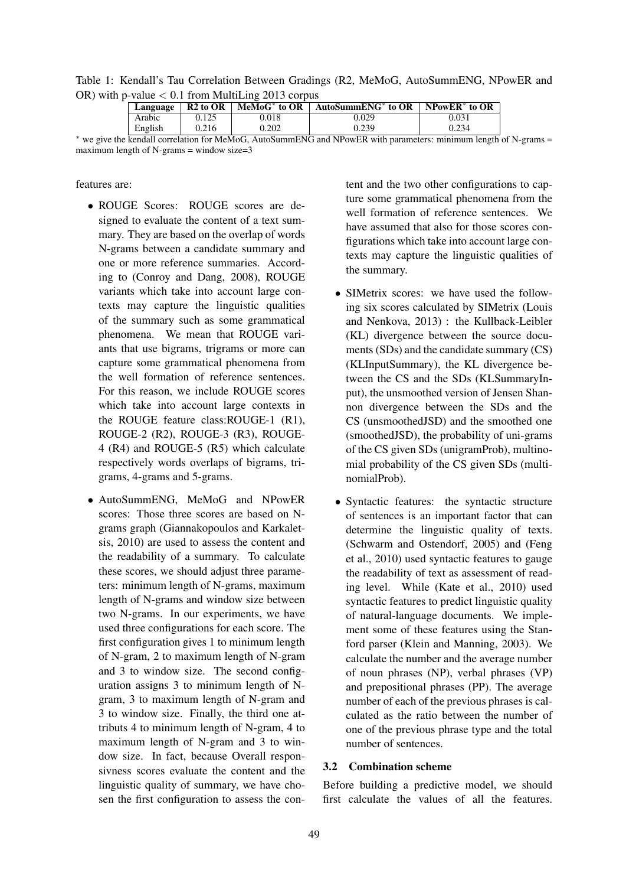Table 1: Kendall's Tau Correlation Between Gradings (R2, MeMoG, AutoSummENG, NPowER and OR) with p-value $< 0.1$ from MultiLing 2013 corpus

| Language | R2 to OR | MeMoG* to OR | AutoSummENG* to OR | NPowER* to OR |
|---|---|---|---|---|
| Arabic | 0.125 | 0.018 | 0.029 | 0.031 |
| English | 0.216 | 0.202 | 0.239 | 0.234 |

* we give the kendall correlation for MeMoG, AutoSummENG and NPowER with parameters: minimum length of N-grams = maximum length of N-grams = window size=3

features are:

- ROUGE Scores: ROUGE scores are designed to evaluate the content of a text summary. They are based on the overlap of words N-grams between a candidate summary and one or more reference summaries. According to (Conroy and Dang, 2008), ROUGE variants which take into account large contexts may capture the linguistic qualities of the summary such as some grammatical phenomena. We mean that ROUGE variants that use bigrams, trigrams or more can capture some grammatical phenomena from the well formation of reference sentences. For this reason, we include ROUGE scores which take into account large contexts in the ROUGE feature class:ROUGE-1 (R1), ROUGE-2 (R2), ROUGE-3 (R3), ROUGE-4 (R4) and ROUGE-5 (R5) which calculate respectively words overlaps of bigrams, trigrams, 4-grams and 5-grams.
- AutoSummENG, MeMoG and NPowER scores: Those three scores are based on N-grams graph (Giannakopoulos and Karkaletsis, 2010) are used to assess the content and the readability of a summary. To calculate these scores, we should adjust three parameters: minimum length of N-grams, maximum length of N-grams and window size between two N-grams. In our experiments, we have used three configurations for each score. The first configuration gives 1 to minimum length of N-gram, 2 to maximum length of N-gram and 3 to window size. The second configuration assigns 3 to minimum length of N-gram, 3 to maximum length of N-gram and 3 to window size. Finally, the third one attributs 4 to minimum length of N-gram, 4 to maximum length of N-gram and 3 to window size. In fact, because Overall responsivness scores evaluate the content and the linguistic quality of summary, we have chosen the first configuration to assess the content and the two other configurations to capture some grammatical phenomena from the well formation of reference sentences. We have assumed that also for those scores configurations which take into account large contexts may capture the linguistic qualities of the summary.
- SIMetrix scores: we have used the following six scores calculated by SIMetrix (Louis and Nenkova, 2013) : the Kullback-Leibler (KL) divergence between the source documents (SDs) and the candidate summary (CS) (KLInputSummary), the KL divergence between the CS and the SDs (KLSummaryInput), the unsmoothed version of Jensen Shannon divergence between the SDs and the CS (unsmoothedJSD) and the smoothed one (smoothedJSD), the probability of uni-grams of the CS given SDs (unigramProb), multinomial probability of the CS given SDs (multinomialProb).
- Syntactic features: the syntactic structure of sentences is an important factor that can determine the linguistic quality of texts. (Schwarm and Ostendorf, 2005) and (Feng et al., 2010) used syntactic features to gauge the readability of text as assessment of reading level. While (Kate et al., 2010) used syntactic features to predict linguistic quality of natural-language documents. We implement some of these features using the Stanford parser (Klein and Manning, 2003). We calculate the number and the average number of noun phrases (NP), verbal phrases (VP) and prepositional phrases (PP). The average number of each of the previous phrases is calculated as the ratio between the number of one of the previous phrase type and the total number of sentences.

### 3.2 Combination scheme

Before building a predictive model, we should first calculate the values of all the features.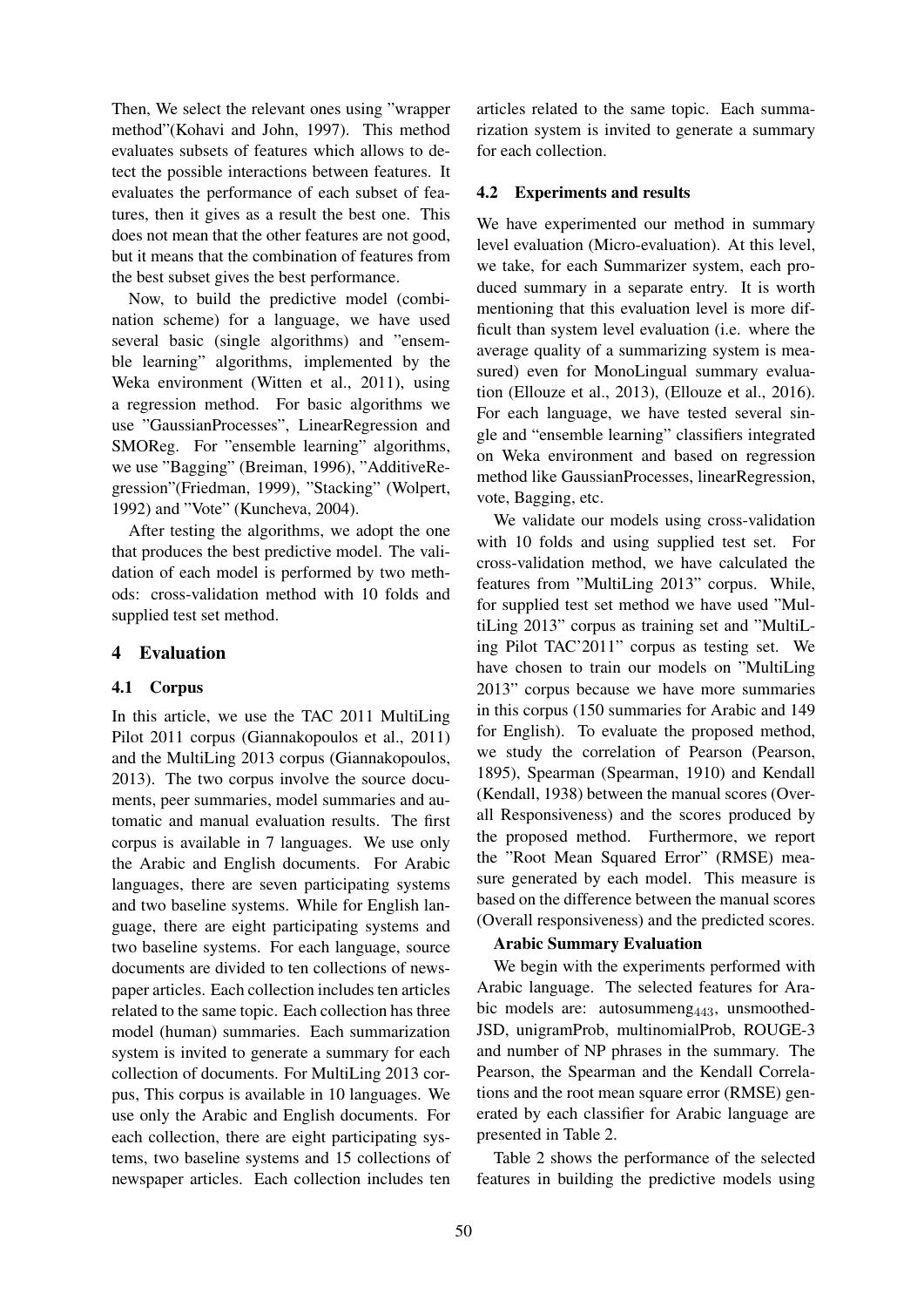Then, We select the relevant ones using "wrapper method"(Kohavi and John, 1997). This method evaluates subsets of features which allows to detect the possible interactions between features. It evaluates the performance of each subset of features, then it gives as a result the best one. This does not mean that the other features are not good, but it means that the combination of features from the best subset gives the best performance.

Now, to build the predictive model (combination scheme) for a language, we have used several basic (single algorithms) and "ensemble learning" algorithms, implemented by the Weka environment (Witten et al., 2011), using a regression method. For basic algorithms we use "GaussianProcesses", LinearRegression and SMOReg. For "ensemble learning" algorithms, we use "Bagging" (Breiman, 1996), "AdditiveRegression"(Friedman, 1999), "Stacking" (Wolpert, 1992) and "Vote" (Kuncheva, 2004).

After testing the algorithms, we adopt the one that produces the best predictive model. The validation of each model is performed by two methods: cross-validation method with 10 folds and supplied test set method.

# 4 Evaluation

## 4.1 Corpus

In this article, we use the TAC 2011 MultiLing Pilot 2011 corpus (Giannakopoulos et al., 2011) and the MultiLing 2013 corpus (Giannakopoulos, 2013). The two corpus involve the source documents, peer summaries, model summaries and automatic and manual evaluation results. The first corpus is available in 7 languages. We use only the Arabic and English documents. For Arabic languages, there are seven participating systems and two baseline systems. While for English language, there are eight participating systems and two baseline systems. For each language, source documents are divided to ten collections of newspaper articles. Each collection includes ten articles related to the same topic. Each collection has three model (human) summaries. Each summarization system is invited to generate a summary for each collection of documents. For MultiLing 2013 corpus, This corpus is available in 10 languages. We use only the Arabic and English documents. For each collection, there are eight participating systems, two baseline systems and 15 collections of newspaper articles. Each collection includes ten articles related to the same topic. Each summarization system is invited to generate a summary for each collection.

## 4.2 Experiments and results

We have experimented our method in summary level evaluation (Micro-evaluation). At this level, we take, for each Summarizer system, each produced summary in a separate entry. It is worth mentioning that this evaluation level is more difficult than system level evaluation (i.e. where the average quality of a summarizing system is measured) even for MonoLingual summary evaluation (Ellouze et al., 2013), (Ellouze et al., 2016). For each language, we have tested several single and "ensemble learning" classifiers integrated on Weka environment and based on regression method like GaussianProcesses, linearRegression, vote, Bagging, etc.

We validate our models using cross-validation with 10 folds and using supplied test set. For cross-validation method, we have calculated the features from "MultiLing 2013" corpus. While, for supplied test set method we have used "MultiLing 2013" corpus as training set and "MultiLing Pilot TAC'2011" corpus as testing set. We have chosen to train our models on "MultiLing 2013" corpus because we have more summaries in this corpus (150 summaries for Arabic and 149 for English). To evaluate the proposed method, we study the correlation of Pearson (Pearson, 1895), Spearman (Spearman, 1910) and Kendall (Kendall, 1938) between the manual scores (Overall Responsiveness) and the scores produced by the proposed method. Furthermore, we report the "Root Mean Squared Error" (RMSE) measure generated by each model. This measure is based on the difference between the manual scores (Overall responsiveness) and the predicted scores.

**Arabic Summary Evaluation**

We begin with the experiments performed with Arabic language. The selected features for Arabic models are: autosummeng$_{443}$, unsmoothed-JSD, unigramProb, multinomialProb, ROUGE-3 and number of NP phrases in the summary. The Pearson, the Spearman and the Kendall Correlations and the root mean square error (RMSE) generated by each classifier for Arabic language are presented in Table 2.

Table 2 shows the performance of the selected features in building the predictive models using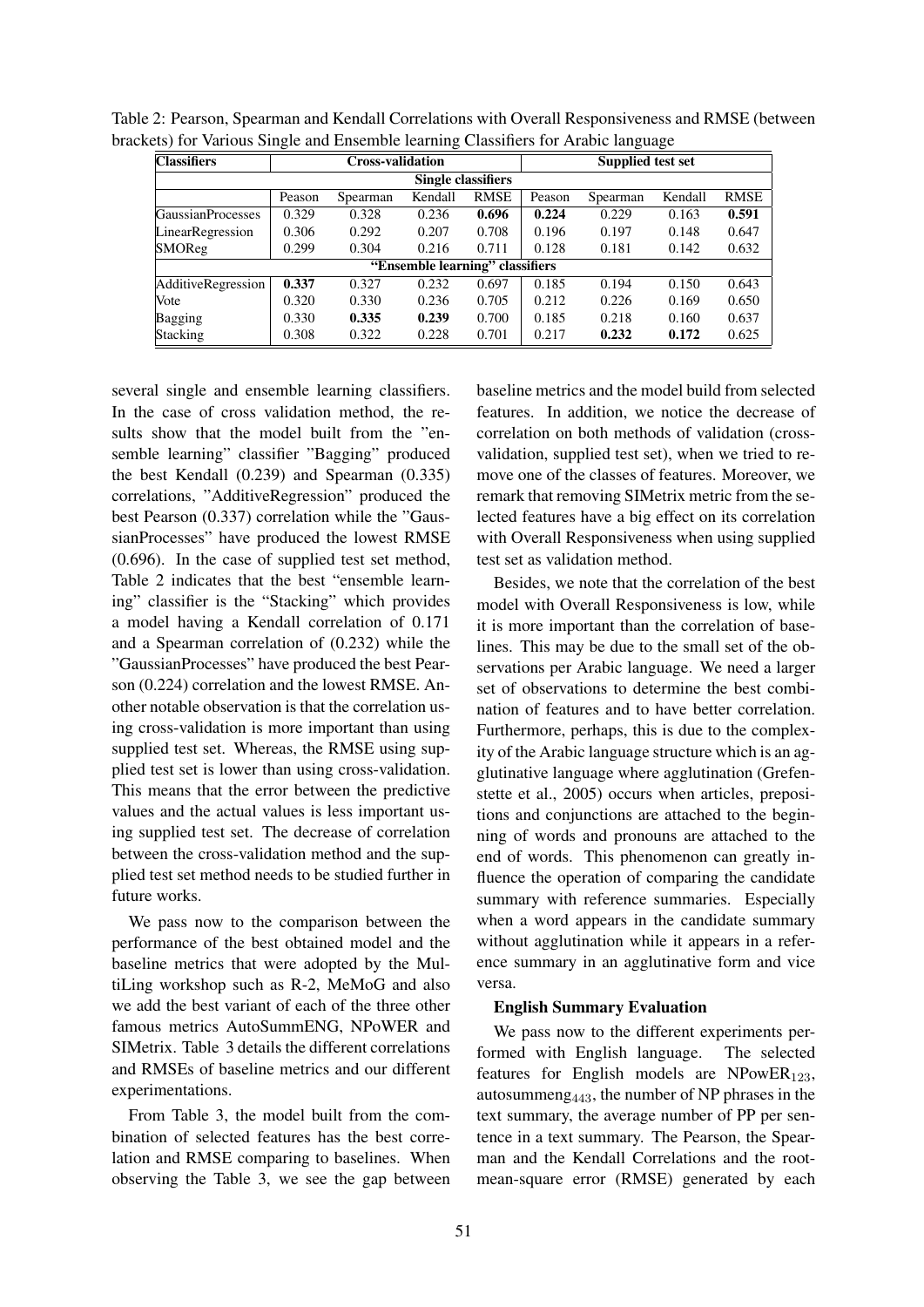Table 2: Pearson, Spearman and Kendall Correlations with Overall Responsiveness and RMSE (between brackets) for Various Single and Ensemble learning Classifiers for Arabic language

| Classifiers | Cross-validation | | | | Supplied test set | | | |
|---|---|---|---|---|---|---|---|---|
| **Single classifiers** | | | | | | | | |
| | Peason | Spearman | Kendall | RMSE | Peason | Spearman | Kendall | RMSE |
| GaussianProcesses | 0.329 | 0.328 | 0.236 | **0.696** | **0.224** | 0.229 | 0.163 | **0.591** |
| LinearRegression | 0.306 | 0.292 | 0.207 | 0.708 | 0.196 | 0.197 | 0.148 | 0.647 |
| SMOReg | 0.299 | 0.304 | 0.216 | 0.711 | 0.128 | 0.181 | 0.142 | 0.632 |
| **"Ensemble learning" classifiers** | | | | | | | | |
| AdditiveRegression | **0.337** | 0.327 | 0.232 | 0.697 | 0.185 | 0.194 | 0.150 | 0.643 |
| Vote | 0.320 | 0.330 | 0.236 | 0.705 | 0.212 | 0.226 | 0.169 | 0.650 |
| Bagging | 0.330 | **0.335** | **0.239** | 0.700 | 0.185 | 0.218 | 0.160 | 0.637 |
| Stacking | 0.308 | 0.322 | 0.228 | 0.701 | 0.217 | **0.232** | **0.172** | 0.625 |

several single and ensemble learning classifiers. In the case of cross validation method, the results show that the model built from the "ensemble learning" classifier "Bagging" produced the best Kendall (0.239) and Spearman (0.335) correlations, "AdditiveRegression" produced the best Pearson (0.337) correlation while the "GaussianProcesses" have produced the lowest RMSE (0.696). In the case of supplied test set method, Table 2 indicates that the best "ensemble learning" classifier is the "Stacking" which provides a model having a Kendall correlation of 0.171 and a Spearman correlation of (0.232) while the "GaussianProcesses" have produced the best Pearson (0.224) correlation and the lowest RMSE. Another notable observation is that the correlation using cross-validation is more important than using supplied test set. Whereas, the RMSE using supplied test set is lower than using cross-validation. This means that the error between the predictive values and the actual values is less important using supplied test set. The decrease of correlation between the cross-validation method and the supplied test set method needs to be studied further in future works.

We pass now to the comparison between the performance of the best obtained model and the baseline metrics that were adopted by the MultiLing workshop such as R-2, MeMoG and also we add the best variant of each of the three other famous metrics AutoSummENG, NPoWER and SIMetrix. Table 3 details the different correlations and RMSEs of baseline metrics and our different experimentations.

From Table 3, the model built from the combination of selected features has the best correlation and RMSE comparing to baselines. When observing the Table 3, we see the gap between baseline metrics and the model build from selected features. In addition, we notice the decrease of correlation on both methods of validation (cross-validation, supplied test set), when we tried to remove one of the classes of features. Moreover, we remark that removing SIMetrix metric from the selected features have a big effect on its correlation with Overall Responsiveness when using supplied test set as validation method.

Besides, we note that the correlation of the best model with Overall Responsiveness is low, while it is more important than the correlation of baselines. This may be due to the small set of the observations per Arabic language. We need a larger set of observations to determine the best combination of features and to have better correlation. Furthermore, perhaps, this is due to the complexity of the Arabic language structure which is an agglutinative language where agglutination (Grefenstette et al., 2005) occurs when articles, prepositions and conjunctions are attached to the beginning of words and pronouns are attached to the end of words. This phenomenon can greatly influence the operation of comparing the candidate summary with reference summaries. Especially when a word appears in the candidate summary without agglutination while it appears in a reference summary in an agglutinative form and vice versa.

**English Summary Evaluation**

We pass now to the different experiments performed with English language. The selected features for English models are $\text{NPowER}_{123}$, $\text{autosummeng}_{443}$, the number of NP phrases in the text summary, the average number of PP per sentence in a text summary. The Pearson, the Spearman and the Kendall Correlations and the root-mean-square error (RMSE) generated by each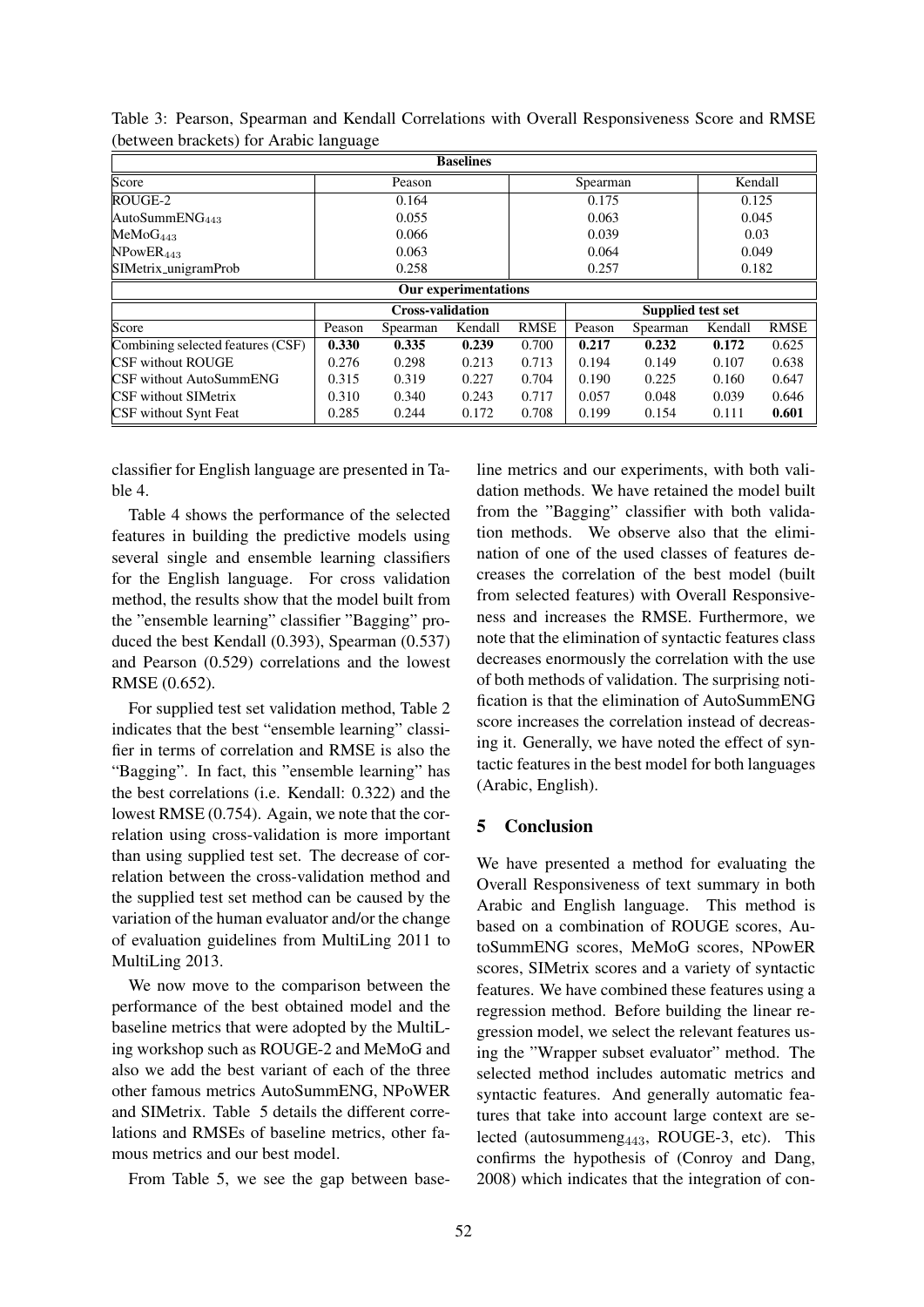Table 3: Pearson, Spearman and Kendall Correlations with Overall Responsiveness Score and RMSE (between brackets) for Arabic language

| **Baselines** | | | | | | | | |
|---|---|---|---|---|---|---|---|---|
| Score | Peason | | | Spearman | | | Kendall | |
| ROUGE-2 | 0.164 | | | 0.175 | | | 0.125 | |
| AutoSummENG$_{443}$ | 0.055 | | | 0.063 | | | 0.045 | |
| MeMoG$_{443}$ | 0.066 | | | 0.039 | | | 0.03 | |
| NPowER$_{443}$ | 0.063 | | | 0.064 | | | 0.049 | |
| SIMetrix_unigramProb | 0.258 | | | 0.257 | | | 0.182 | |
| **Our experimentations** | | | | | | | | |
| | **Cross-validation** | | | | **Supplied test set** | | | |
| Score | Peason | Spearman | Kendall | RMSE | Peason | Spearman | Kendall | RMSE |
| Combining selected features (CSF) | **0.330** | **0.335** | **0.239** | 0.700 | **0.217** | **0.232** | **0.172** | 0.625 |
| CSF without ROUGE | 0.276 | 0.298 | 0.213 | 0.713 | 0.194 | 0.149 | 0.107 | 0.638 |
| CSF without AutoSummENG | 0.315 | 0.319 | 0.227 | 0.704 | 0.190 | 0.225 | 0.160 | 0.647 |
| CSF without SIMetrix | 0.310 | 0.340 | 0.243 | 0.717 | 0.057 | 0.048 | 0.039 | 0.646 |
| CSF without Synt Feat | 0.285 | 0.244 | 0.172 | 0.708 | 0.199 | 0.154 | 0.111 | **0.601** |

classifier for English language are presented in Table 4.

Table 4 shows the performance of the selected features in building the predictive models using several single and ensemble learning classifiers for the English language. For cross validation method, the results show that the model built from the "ensemble learning" classifier "Bagging" produced the best Kendall (0.393), Spearman (0.537) and Pearson (0.529) correlations and the lowest RMSE (0.652).

For supplied test set validation method, Table 2 indicates that the best "ensemble learning" classifier in terms of correlation and RMSE is also the "Bagging". In fact, this "ensemble learning" has the best correlations (i.e. Kendall: 0.322) and the lowest RMSE (0.754). Again, we note that the correlation using cross-validation is more important than using supplied test set. The decrease of correlation between the cross-validation method and the supplied test set method can be caused by the variation of the human evaluator and/or the change of evaluation guidelines from MultiLing 2011 to MultiLing 2013.

We now move to the comparison between the performance of the best obtained model and the baseline metrics that were adopted by the MultiLing workshop such as ROUGE-2 and MeMoG and also we add the best variant of each of the three other famous metrics AutoSummENG, NPoWER and SIMetrix. Table 5 details the different correlations and RMSEs of baseline metrics, other famous metrics and our best model.

From Table 5, we see the gap between baseline metrics and our experiments, with both validation methods. We have retained the model built from the "Bagging" classifier with both validation methods. We observe also that the elimination of one of the used classes of features decreases the correlation of the best model (built from selected features) with Overall Responsiveness and increases the RMSE. Furthermore, we note that the elimination of syntactic features class decreases enormously the correlation with the use of both methods of validation. The surprising notification is that the elimination of AutoSummENG score increases the correlation instead of decreasing it. Generally, we have noted the effect of syntactic features in the best model for both languages (Arabic, English).

## 5 Conclusion

We have presented a method for evaluating the Overall Responsiveness of text summary in both Arabic and English language. This method is based on a combination of ROUGE scores, AutoSummENG scores, MeMoG scores, NPowER scores, SIMetrix scores and a variety of syntactic features. We have combined these features using a regression method. Before building the linear regression model, we select the relevant features using the "Wrapper subset evaluator" method. The selected method includes automatic metrics and syntactic features. And generally automatic features that take into account large context are selected (autosummeng$_{443}$, ROUGE-3, etc). This confirms the hypothesis of (Conroy and Dang, 2008) which indicates that the integration of con-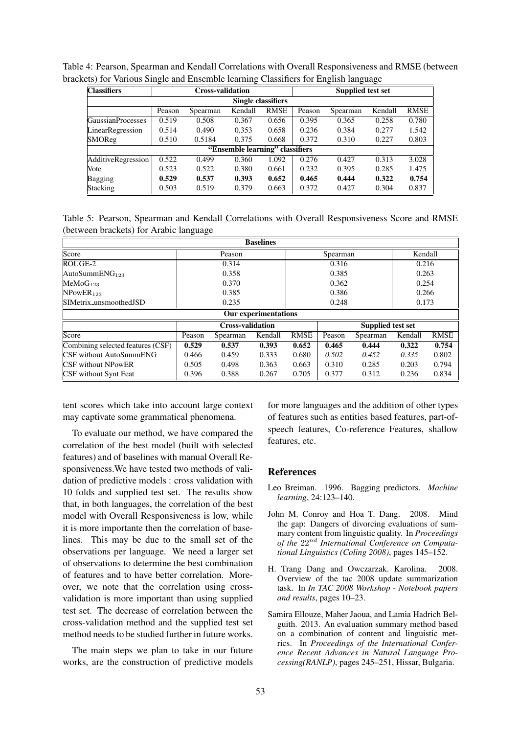Table 4: Pearson, Spearman and Kendall Correlations with Overall Responsiveness and RMSE (between brackets) for Various Single and Ensemble learning Classifiers for English language

| Classifiers | Cross-validation | | | | Supplied test set | | | |
|---|---|---|---|---|---|---|---|---|
| **Single classifiers** | | | | | | | | |
| | Peason | Spearman | Kendall | RMSE | Peason | Spearman | Kendall | RMSE |
| GaussianProcesses | 0.519 | 0.508 | 0.367 | 0.656 | 0.395 | 0.365 | 0.258 | 0.780 |
| LinearRegression | 0.514 | 0.490 | 0.353 | 0.658 | 0.236 | 0.384 | 0.277 | 1.542 |
| SMOReg | 0.510 | 0.5184 | 0.375 | 0.668 | 0.372 | 0.310 | 0.227 | 0.803 |
| **"Ensemble learning" classifiers** | | | | | | | | |
| AdditiveRegression | 0.522 | 0.499 | 0.360 | 1.092 | 0.276 | 0.427 | 0.313 | 3.028 |
| Vote | 0.523 | 0.522 | 0.380 | 0.661 | 0.232 | 0.395 | 0.285 | 1.475 |
| Bagging | **0.529** | **0.537** | **0.393** | **0.652** | **0.465** | **0.444** | **0.322** | **0.754** |
| Stacking | 0.503 | 0.519 | 0.379 | 0.663 | 0.372 | 0.427 | 0.304 | 0.837 |

Table 5: Pearson, Spearman and Kendall Correlations with Overall Responsiveness Score and RMSE (between brackets) for Arabic language

| **Baselines** | | | |
|---|---|---|---|
| Score | Peason | Spearman | Kendall |
| ROUGE-2 | 0.314 | 0.316 | 0.216 |
| AutoSummENG$_{123}$ | 0.358 | 0.385 | 0.263 |
| MeMoG$_{123}$ | 0.370 | 0.362 | 0.254 |
| NPowER$_{123}$ | 0.385 | 0.386 | 0.266 |
| SIMetrix_unsmoothedJSD | 0.235 | 0.248 | 0.173 |

| **Our experimentations** | Cross-validation | | | | Supplied test set | | | |
|---|---|---|---|---|---|---|---|---|
| Score | Peason | Spearman | Kendall | RMSE | Peason | Spearman | Kendall | RMSE |
| Combining selected features (CSF) | **0.529** | **0.537** | **0.393** | **0.652** | **0.465** | **0.444** | **0.322** | **0.754** |
| CSF without AutoSummENG | 0.466 | 0.459 | 0.333 | 0.680 | *0.502* | *0.452* | *0.335* | 0.802 |
| CSF without NPowER | 0.505 | 0.498 | 0.363 | 0.663 | 0.310 | 0.285 | 0.203 | 0.794 |
| CSF without Synt Feat | 0.396 | 0.388 | 0.267 | 0.705 | 0.377 | 0.312 | 0.236 | 0.834 |

tent scores which take into account large context may captivate some grammatical phenomena.

To evaluate our method, we have compared the correlation of the best model (built with selected features) and of baselines with manual Overall Responsiveness.We have tested two methods of validation of predictive models : cross validation with 10 folds and supplied test set. The results show that, in both languages, the correlation of the best model with Overall Responsiveness is low, while it is more importante then the correlation of baselines. This may be due to the small set of the observations per language. We need a larger set of observations to determine the best combination of features and to have better correlation. Moreover, we note that the correlation using cross-validation is more important than using supplied test set. The decrease of correlation between the cross-validation method and the supplied test set method needs to be studied further in future works.

The main steps we plan to take in our future works, are the construction of predictive models for more languages and the addition of other types of features such as entities based features, part-of-speech features, Co-reference Features, shallow features, etc.

## References

Leo Breiman. 1996. Bagging predictors. *Machine learning*, 24:123–140.

John M. Conroy and Hoa T. Dang. 2008. Mind the gap: Dangers of divorcing evaluations of summary content from linguistic quality. In *Proceedings of the* $22^{nd}$ *International Conference on Computational Linguistics (Coling 2008)*, pages 145–152.

H. Trang Dang and Owczarzak. Karolina. 2008. Overview of the tac 2008 update summarization task. In *In TAC 2008 Workshop - Notebook papers and results*, pages 10–23.

Samira Ellouze, Maher Jaoua, and Lamia Hadrich Belguith. 2013. An evaluation summary method based on a combination of content and linguistic metrics. In *Proceedings of the International Conference Recent Advances in Natural Language Processing(RANLP)*, pages 245–251, Hissar, Bulgaria.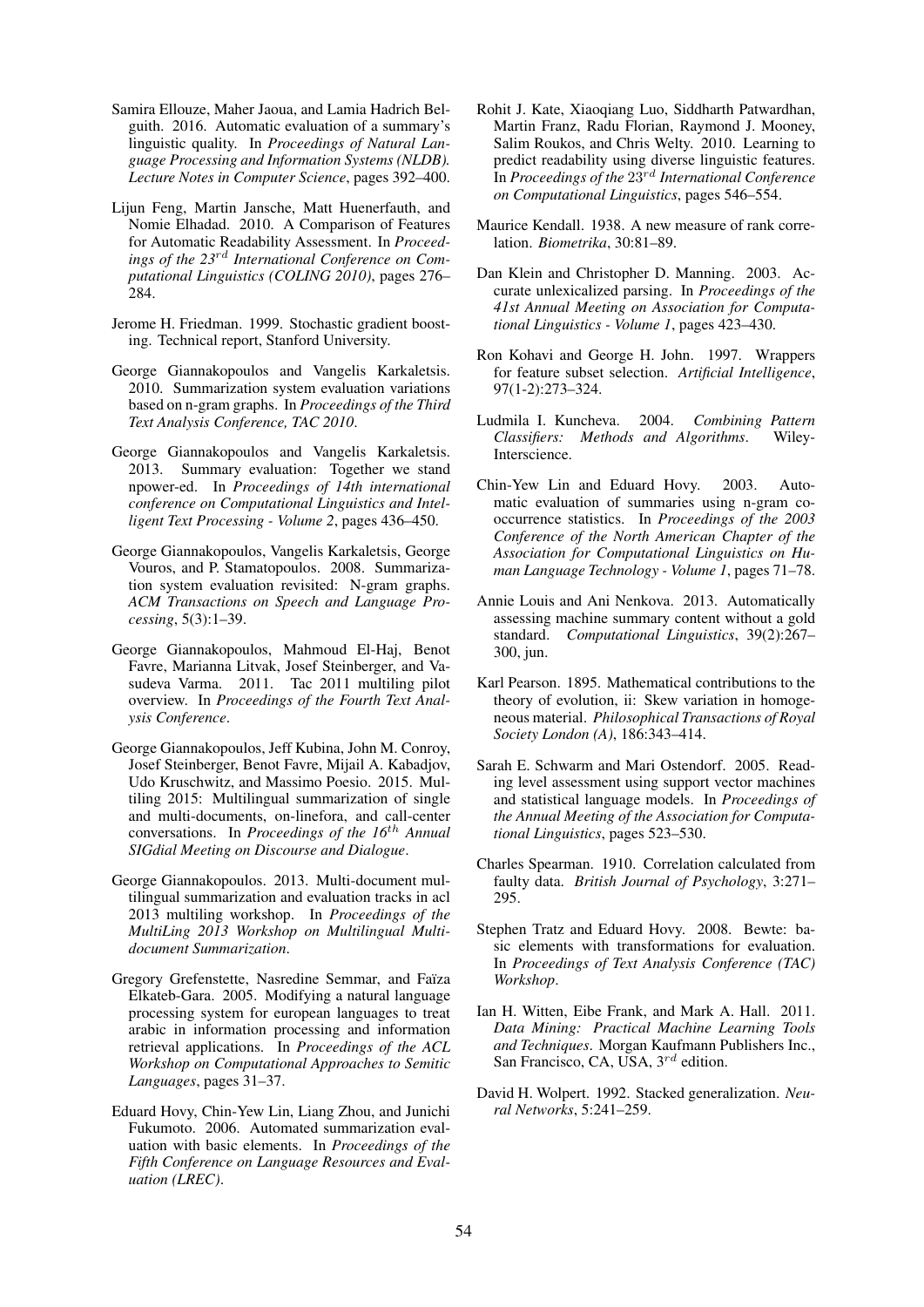Samira Ellouze, Maher Jaoua, and Lamia Hadrich Belguith. 2016. Automatic evaluation of a summary's linguistic quality. In *Proceedings of Natural Language Processing and Information Systems (NLDB). Lecture Notes in Computer Science*, pages 392–400.

Lijun Feng, Martin Jansche, Matt Huenerfauth, and Nomie Elhadad. 2010. A Comparison of Features for Automatic Readability Assessment. In *Proceedings of the 23$^{rd}$ International Conference on Computational Linguistics (COLING 2010)*, pages 276–284.

Jerome H. Friedman. 1999. Stochastic gradient boosting. Technical report, Stanford University.

George Giannakopoulos and Vangelis Karkaletsis. 2010. Summarization system evaluation variations based on n-gram graphs. In *Proceedings of the Third Text Analysis Conference, TAC 2010*.

George Giannakopoulos and Vangelis Karkaletsis. 2013. Summary evaluation: Together we stand npower-ed. In *Proceedings of 14th international conference on Computational Linguistics and Intelligent Text Processing - Volume 2*, pages 436–450.

George Giannakopoulos, Vangelis Karkaletsis, George Vouros, and P. Stamatopoulos. 2008. Summarization system evaluation revisited: N-gram graphs. *ACM Transactions on Speech and Language Processing*, 5(3):1–39.

George Giannakopoulos, Mahmoud El-Haj, Benot Favre, Marianna Litvak, Josef Steinberger, and Vasudeva Varma. 2011. Tac 2011 multiling pilot overview. In *Proceedings of the Fourth Text Analysis Conference*.

George Giannakopoulos, Jeff Kubina, John M. Conroy, Josef Steinberger, Benot Favre, Mijail A. Kabadjov, Udo Kruschwitz, and Massimo Poesio. 2015. Multiling 2015: Multilingual summarization of single and multi-documents, on-linefora, and call-center conversations. In *Proceedings of the 16$^{th}$ Annual SIGdial Meeting on Discourse and Dialogue*.

George Giannakopoulos. 2013. Multi-document multilingual summarization and evaluation tracks in acl 2013 multiling workshop. In *Proceedings of the MultiLing 2013 Workshop on Multilingual Multi-document Summarization*.

Gregory Grefenstette, Nasredine Semmar, and Faïza Elkateb-Gara. 2005. Modifying a natural language processing system for european languages to treat arabic in information processing and information retrieval applications. In *Proceedings of the ACL Workshop on Computational Approaches to Semitic Languages*, pages 31–37.

Eduard Hovy, Chin-Yew Lin, Liang Zhou, and Junichi Fukumoto. 2006. Automated summarization evaluation with basic elements. In *Proceedings of the Fifth Conference on Language Resources and Evaluation (LREC)*.

Rohit J. Kate, Xiaoqiang Luo, Siddharth Patwardhan, Martin Franz, Radu Florian, Raymond J. Mooney, Salim Roukos, and Chris Welty. 2010. Learning to predict readability using diverse linguistic features. In *Proceedings of the 23$^{rd}$ International Conference on Computational Linguistics*, pages 546–554.

Maurice Kendall. 1938. A new measure of rank correlation. *Biometrika*, 30:81–89.

Dan Klein and Christopher D. Manning. 2003. Accurate unlexicalized parsing. In *Proceedings of the 41st Annual Meeting on Association for Computational Linguistics - Volume 1*, pages 423–430.

Ron Kohavi and George H. John. 1997. Wrappers for feature subset selection. *Artificial Intelligence*, 97(1-2):273–324.

Ludmila I. Kuncheva. 2004. *Combining Pattern Classifiers: Methods and Algorithms*. Wiley-Interscience.

Chin-Yew Lin and Eduard Hovy. 2003. Automatic evaluation of summaries using n-gram co-occurrence statistics. In *Proceedings of the 2003 Conference of the North American Chapter of the Association for Computational Linguistics on Human Language Technology - Volume 1*, pages 71–78.

Annie Louis and Ani Nenkova. 2013. Automatically assessing machine summary content without a gold standard. *Computational Linguistics*, 39(2):267–300, jun.

Karl Pearson. 1895. Mathematical contributions to the theory of evolution, ii: Skew variation in homogeneous material. *Philosophical Transactions of Royal Society London (A)*, 186:343–414.

Sarah E. Schwarm and Mari Ostendorf. 2005. Reading level assessment using support vector machines and statistical language models. In *Proceedings of the Annual Meeting of the Association for Computational Linguistics*, pages 523–530.

Charles Spearman. 1910. Correlation calculated from faulty data. *British Journal of Psychology*, 3:271–295.

Stephen Tratz and Eduard Hovy. 2008. Bewte: basic elements with transformations for evaluation. In *Proceedings of Text Analysis Conference (TAC) Workshop*.

Ian H. Witten, Eibe Frank, and Mark A. Hall. 2011. *Data Mining: Practical Machine Learning Tools and Techniques*. Morgan Kaufmann Publishers Inc., San Francisco, CA, USA, 3$^{rd}$ edition.

David H. Wolpert. 1992. Stacked generalization. *Neural Networks*, 5:241–259.